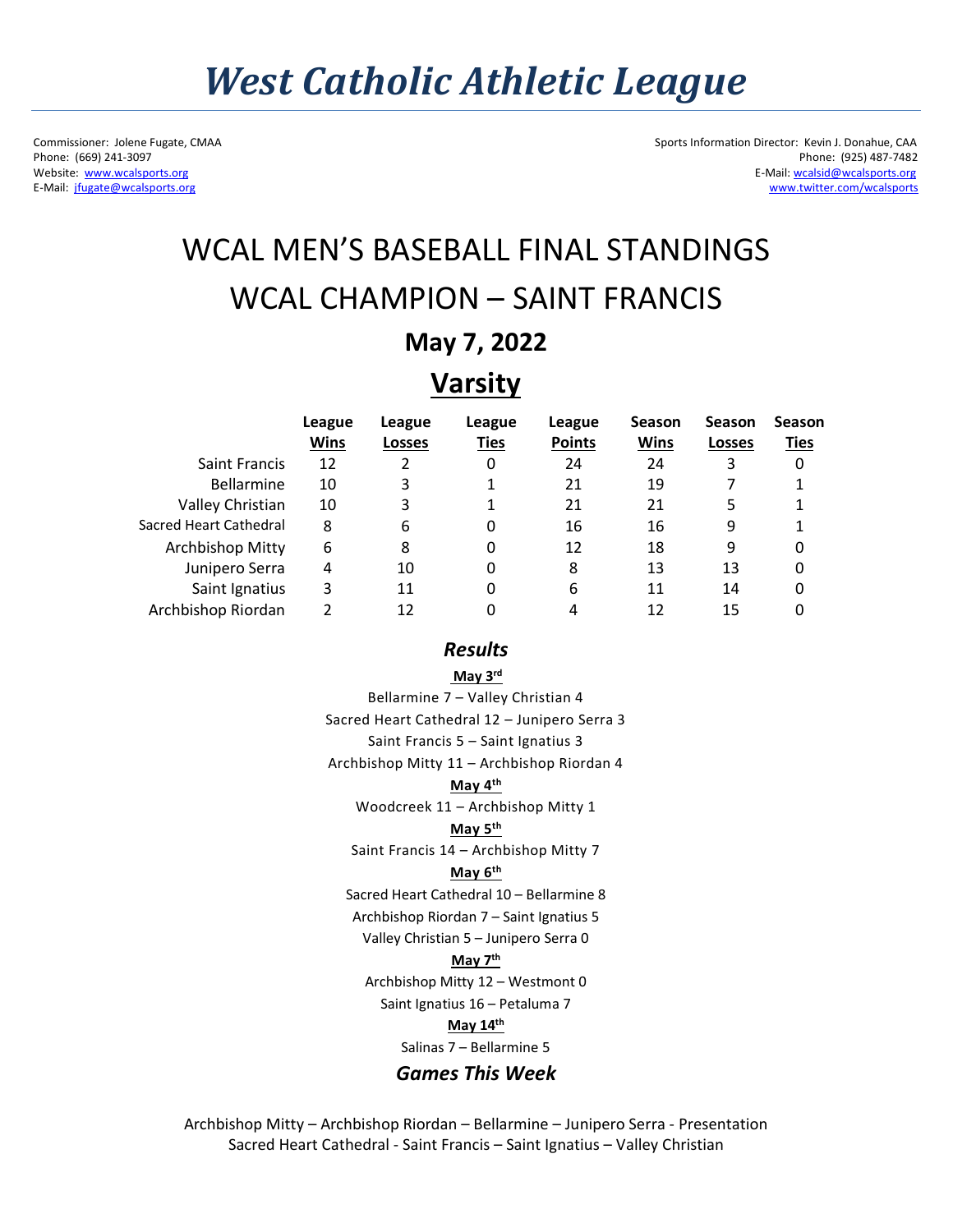# *West Catholic Athletic League*

Commissioner: Jolene Fugate, CMAA
Phone: (669) 241-3097
Website: www.wcalsports.org
E-Mail: jfugate@wcalsports.org

Sports Information Director: Kevin J. Donahue, CAA
Phone: (925) 487-7482
E-Mail: wcalsid@wcalsports.org
www.twitter.com/wcalsports

## WCAL MEN'S BASEBALL FINAL STANDINGS

## WCAL CHAMPION – SAINT FRANCIS

### May 7, 2022

### Varsity

| | League Wins | League Losses | League Ties | League Points | Season Wins | Season Losses | Season Ties |
|---|---|---|---|---|---|---|---|
| Saint Francis | 12 | 2 | 0 | 24 | 24 | 3 | 0 |
| Bellarmine | 10 | 3 | 1 | 21 | 19 | 7 | 1 |
| Valley Christian | 10 | 3 | 1 | 21 | 21 | 5 | 1 |
| Sacred Heart Cathedral | 8 | 6 | 0 | 16 | 16 | 9 | 1 |
| Archbishop Mitty | 6 | 8 | 0 | 12 | 18 | 9 | 0 |
| Junipero Serra | 4 | 10 | 0 | 8 | 13 | 13 | 0 |
| Saint Ignatius | 3 | 11 | 0 | 6 | 11 | 14 | 0 |
| Archbishop Riordan | 2 | 12 | 0 | 4 | 12 | 15 | 0 |

### *Results*

**May 3rd**

Bellarmine 7 – Valley Christian 4
Sacred Heart Cathedral 12 – Junipero Serra 3
Saint Francis 5 – Saint Ignatius 3
Archbishop Mitty 11 – Archbishop Riordan 4

**May 4th**

Woodcreek 11 – Archbishop Mitty 1

**May 5th**

Saint Francis 14 – Archbishop Mitty 7

**May 6th**

Sacred Heart Cathedral 10 – Bellarmine 8
Archbishop Riordan 7 – Saint Ignatius 5
Valley Christian 5 – Junipero Serra 0

**May 7th**

Archbishop Mitty 12 – Westmont 0
Saint Ignatius 16 – Petaluma 7

**May 14th**

Salinas 7 – Bellarmine 5

### *Games This Week*

Archbishop Mitty – Archbishop Riordan – Bellarmine – Junipero Serra - Presentation
Sacred Heart Cathedral - Saint Francis – Saint Ignatius – Valley Christian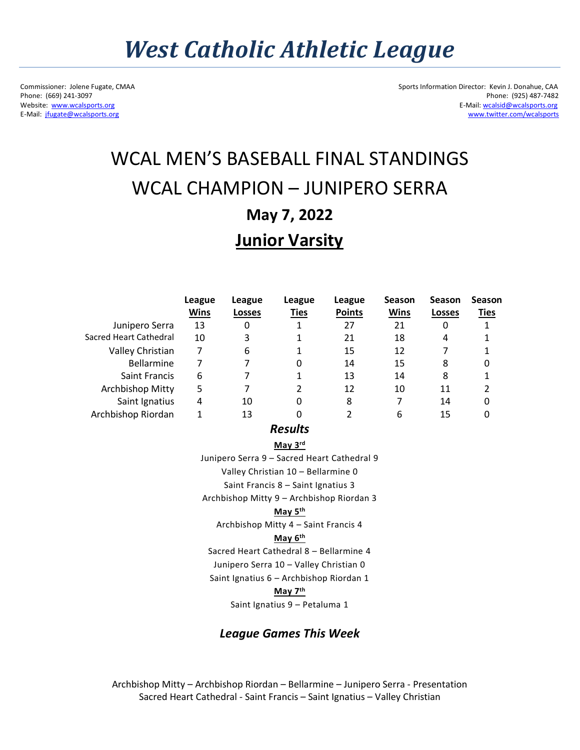# *West Catholic Athletic League*

Commissioner: Jolene Fugate, CMAA
Phone: (669) 241-3097
Website: www.wcalsports.org
E-Mail: jfugate@wcalsports.org

Sports Information Director: Kevin J. Donahue, CAA
Phone: (925) 487-7482
E-Mail: wcalsid@wcalsports.org
www.twitter.com/wcalsports

## WCAL MEN'S BASEBALL FINAL STANDINGS

## WCAL CHAMPION – JUNIPERO SERRA

### May 7, 2022

### Junior Varsity

| | League Wins | League Losses | League Ties | League Points | Season Wins | Season Losses | Season Ties |
|---|---|---|---|---|---|---|---|
| Junipero Serra | 13 | 0 | 1 | 27 | 21 | 0 | 1 |
| Sacred Heart Cathedral | 10 | 3 | 1 | 21 | 18 | 4 | 1 |
| Valley Christian | 7 | 6 | 1 | 15 | 12 | 7 | 1 |
| Bellarmine | 7 | 7 | 0 | 14 | 15 | 8 | 0 |
| Saint Francis | 6 | 7 | 1 | 13 | 14 | 8 | 1 |
| Archbishop Mitty | 5 | 7 | 2 | 12 | 10 | 11 | 2 |
| Saint Ignatius | 4 | 10 | 0 | 8 | 7 | 14 | 0 |
| Archbishop Riordan | 1 | 13 | 0 | 2 | 6 | 15 | 0 |

### *Results*

**May 3rd**

Junipero Serra 9 – Sacred Heart Cathedral 9

Valley Christian 10 – Bellarmine 0

Saint Francis 8 – Saint Ignatius 3

Archbishop Mitty 9 – Archbishop Riordan 3

**May 5th**

Archbishop Mitty 4 – Saint Francis 4

**May 6th**

Sacred Heart Cathedral 8 – Bellarmine 4

Junipero Serra 10 – Valley Christian 0

Saint Ignatius 6 – Archbishop Riordan 1

**May 7th**

Saint Ignatius 9 – Petaluma 1

### *League Games This Week*

Archbishop Mitty – Archbishop Riordan – Bellarmine – Junipero Serra - Presentation
Sacred Heart Cathedral - Saint Francis – Saint Ignatius – Valley Christian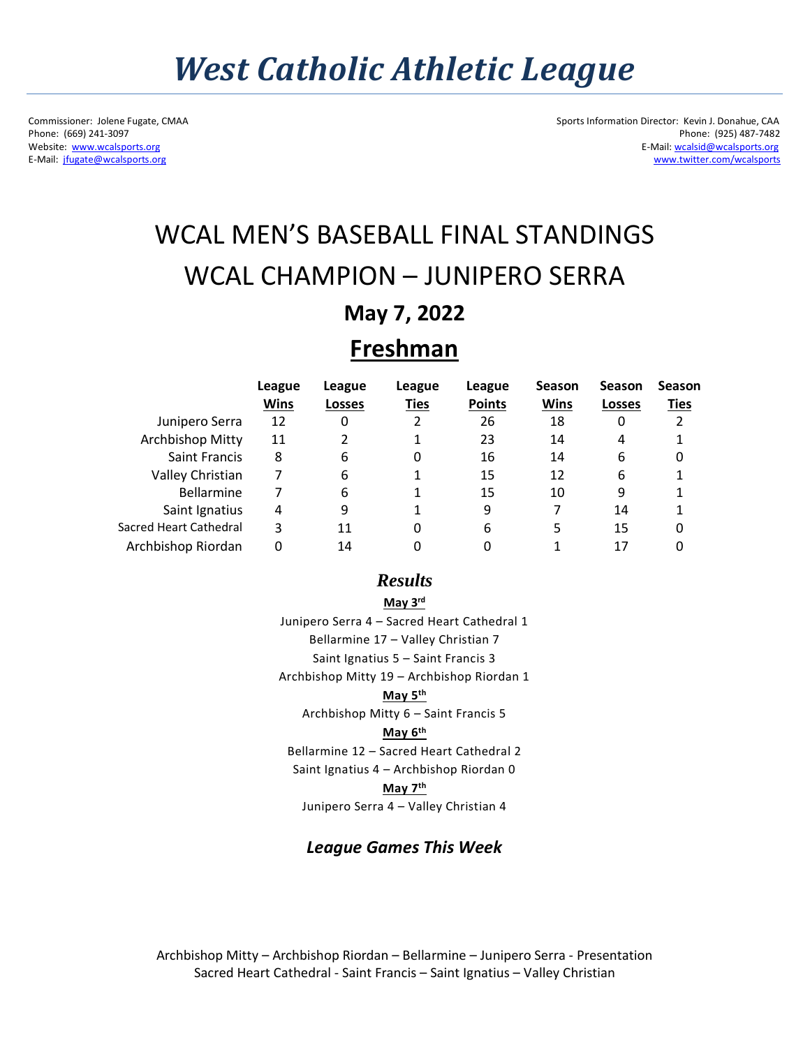# *West Catholic Athletic League*

Commissioner: Jolene Fugate, CMAA
Phone: (669) 241-3097
Website: www.wcalsports.org
E-Mail: jfugate@wcalsports.org

Sports Information Director: Kevin J. Donahue, CAA
Phone: (925) 487-7482
E-Mail: wcalsid@wcalsports.org
www.twitter.com/wcalsports

# WCAL MEN'S BASEBALL FINAL STANDINGS

# WCAL CHAMPION – JUNIPERO SERRA

## May 7, 2022

## Freshman

| | League Wins | League Losses | League Ties | League Points | Season Wins | Season Losses | Season Ties |
|---|---|---|---|---|---|---|---|
| Junipero Serra | 12 | 0 | 2 | 26 | 18 | 0 | 2 |
| Archbishop Mitty | 11 | 2 | 1 | 23 | 14 | 4 | 1 |
| Saint Francis | 8 | 6 | 0 | 16 | 14 | 6 | 0 |
| Valley Christian | 7 | 6 | 1 | 15 | 12 | 6 | 1 |
| Bellarmine | 7 | 6 | 1 | 15 | 10 | 9 | 1 |
| Saint Ignatius | 4 | 9 | 1 | 9 | 7 | 14 | 1 |
| Sacred Heart Cathedral | 3 | 11 | 0 | 6 | 5 | 15 | 0 |
| Archbishop Riordan | 0 | 14 | 0 | 0 | 1 | 17 | 0 |

### *Results*

**May 3rd**

Junipero Serra 4 – Sacred Heart Cathedral 1

Bellarmine 17 – Valley Christian 7

Saint Ignatius 5 – Saint Francis 3

Archbishop Mitty 19 – Archbishop Riordan 1

**May 5th**

Archbishop Mitty 6 – Saint Francis 5

**May 6th**

Bellarmine 12 – Sacred Heart Cathedral 2

Saint Ignatius 4 – Archbishop Riordan 0

**May 7th**

Junipero Serra 4 – Valley Christian 4

### *League Games This Week*

Archbishop Mitty – Archbishop Riordan – Bellarmine – Junipero Serra - Presentation
Sacred Heart Cathedral - Saint Francis – Saint Ignatius – Valley Christian